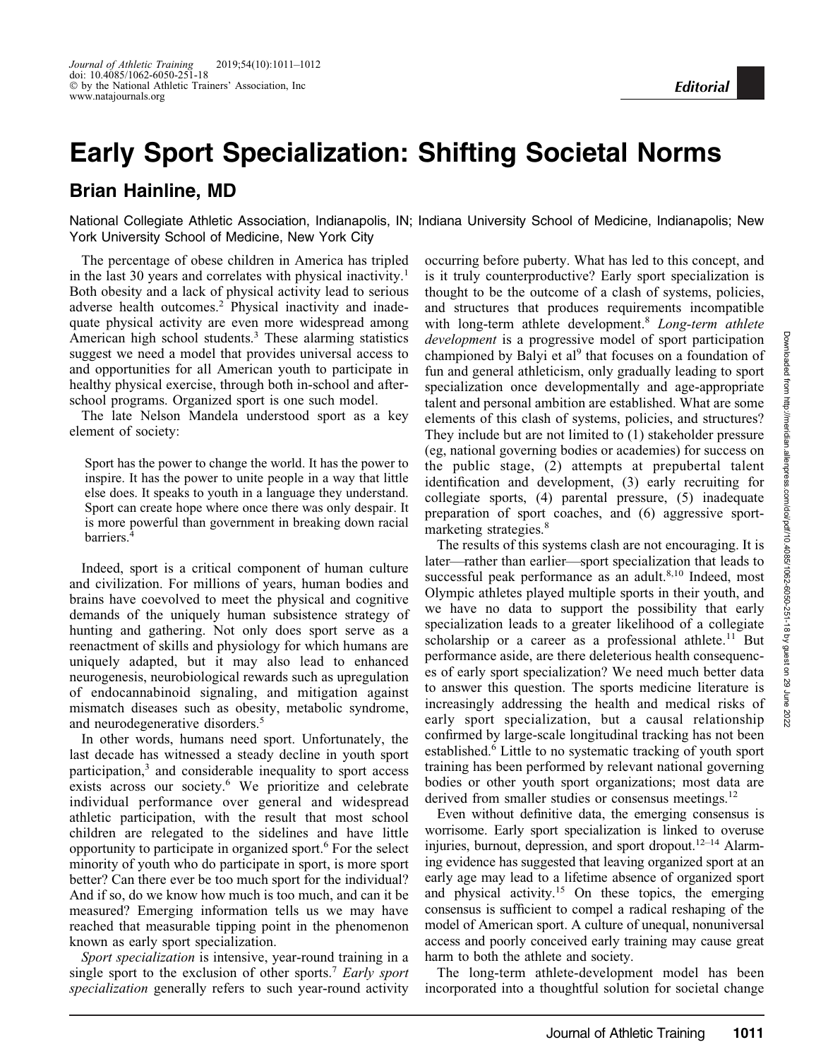Editorial

# Early Sport Specialization: Shifting Societal Norms

## Brian Hainline, MD

National Collegiate Athletic Association, Indianapolis, IN; Indiana University School of Medicine, Indianapolis; New York University School of Medicine, New York City

The percentage of obese children in America has tripled in the last 30 years and correlates with physical inactivity.[1] Both obesity and a lack of physical activity lead to serious adverse health outcomes.[2] Physical inactivity and inadequate physical activity are even more widespread among American high school students.[3] These alarming statistics suggest we need a model that provides universal access to and opportunities for all American youth to participate in healthy physical exercise, through both in-school and after-school programs. Organized sport is one such model.

The late Nelson Mandela understood sport as a key element of society:

> Sport has the power to change the world. It has the power to inspire. It has the power to unite people in a way that little else does. It speaks to youth in a language they understand. Sport can create hope where once there was only despair. It is more powerful than government in breaking down racial barriers.[4]

Indeed, sport is a critical component of human culture and civilization. For millions of years, human bodies and brains have coevolved to meet the physical and cognitive demands of the uniquely human subsistence strategy of hunting and gathering. Not only does sport serve as a reenactment of skills and physiology for which humans are uniquely adapted, but it may also lead to enhanced neurogenesis, neurobiological rewards such as upregulation of endocannabinoid signaling, and mitigation against mismatch diseases such as obesity, metabolic syndrome, and neurodegenerative disorders.[5]

In other words, humans need sport. Unfortunately, the last decade has witnessed a steady decline in youth sport participation,[3] and considerable inequality to sport access exists across our society.[6] We prioritize and celebrate individual performance over general and widespread athletic participation, with the result that most school children are relegated to the sidelines and have little opportunity to participate in organized sport.[6] For the select minority of youth who do participate in sport, is more sport better? Can there ever be too much sport for the individual? And if so, do we know how much is too much, and can it be measured? Emerging information tells us we may have reached that measurable tipping point in the phenomenon known as early sport specialization.

*Sport specialization* is intensive, year-round training in a single sport to the exclusion of other sports.[7] *Early sport specialization* generally refers to such year-round activity occurring before puberty. What has led to this concept, and is it truly counterproductive? Early sport specialization is thought to be the outcome of a clash of systems, policies, and structures that produces requirements incompatible with long-term athlete development.[8] *Long-term athlete development* is a progressive model of sport participation championed by Balyi et al[9] that focuses on a foundation of fun and general athleticism, only gradually leading to sport specialization once developmentally and age-appropriate talent and personal ambition are established. What are some elements of this clash of systems, policies, and structures? They include but are not limited to (1) stakeholder pressure (eg, national governing bodies or academies) for success on the public stage, (2) attempts at prepubertal talent identification and development, (3) early recruiting for collegiate sports, (4) parental pressure, (5) inadequate preparation of sport coaches, and (6) aggressive sport-marketing strategies.[8]

The results of this systems clash are not encouraging. It is later—rather than earlier—sport specialization that leads to successful peak performance as an adult.[8,10] Indeed, most Olympic athletes played multiple sports in their youth, and we have no data to support the possibility that early specialization leads to a greater likelihood of a collegiate scholarship or a career as a professional athlete.[11] But performance aside, are there deleterious health consequences of early sport specialization? We need much better data to answer this question. The sports medicine literature is increasingly addressing the health and medical risks of early sport specialization, but a causal relationship confirmed by large-scale longitudinal tracking has not been established.[6] Little to no systematic tracking of youth sport training has been performed by relevant national governing bodies or other youth sport organizations; most data are derived from smaller studies or consensus meetings.[12]

Even without definitive data, the emerging consensus is worrisome. Early sport specialization is linked to overuse injuries, burnout, depression, and sport dropout.[12–14] Alarming evidence has suggested that leaving organized sport at an early age may lead to a lifetime absence of organized sport and physical activity.[15] On these topics, the emerging consensus is sufficient to compel a radical reshaping of the model of American sport. A culture of unequal, nonuniversal access and poorly conceived early training may cause great harm to both the athlete and society.

The long-term athlete-development model has been incorporated into a thoughtful solution for societal change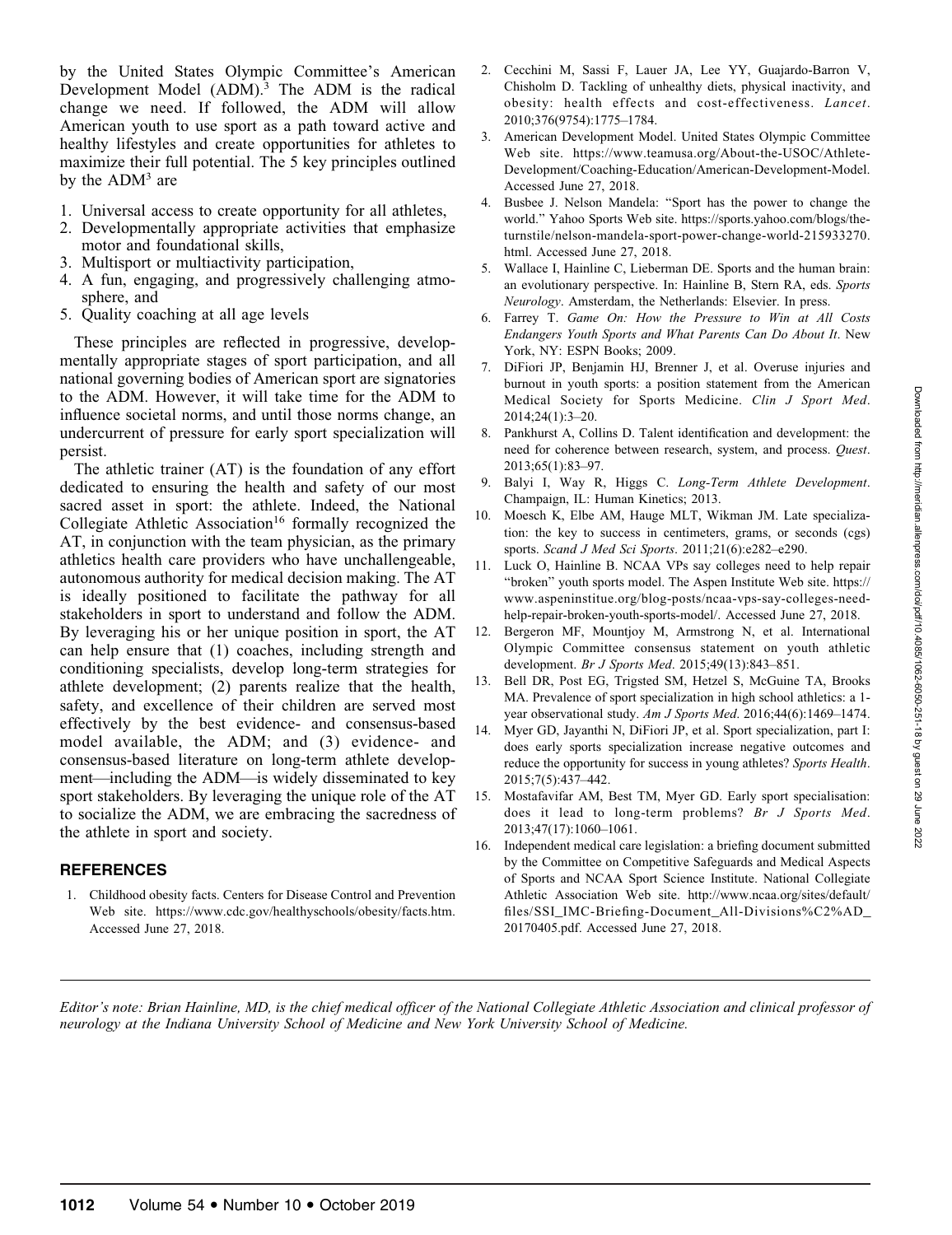by the United States Olympic Committee's American Development Model (ADM).[3] The ADM is the radical change we need. If followed, the ADM will allow American youth to use sport as a path toward active and healthy lifestyles and create opportunities for athletes to maximize their full potential. The 5 key principles outlined by the ADM[3] are

1. Universal access to create opportunity for all athletes,
2. Developmentally appropriate activities that emphasize motor and foundational skills,
3. Multisport or multiactivity participation,
4. A fun, engaging, and progressively challenging atmosphere, and
5. Quality coaching at all age levels

These principles are reflected in progressive, developmentally appropriate stages of sport participation, and all national governing bodies of American sport are signatories to the ADM. However, it will take time for the ADM to influence societal norms, and until those norms change, an undercurrent of pressure for early sport specialization will persist.

The athletic trainer (AT) is the foundation of any effort dedicated to ensuring the health and safety of our most sacred asset in sport: the athlete. Indeed, the National Collegiate Athletic Association[16] formally recognized the AT, in conjunction with the team physician, as the primary athletics health care providers who have unchallengeable, autonomous authority for medical decision making. The AT is ideally positioned to facilitate the pathway for all stakeholders in sport to understand and follow the ADM. By leveraging his or her unique position in sport, the AT can help ensure that (1) coaches, including strength and conditioning specialists, develop long-term strategies for athlete development; (2) parents realize that the health, safety, and excellence of their children are served most effectively by the best evidence- and consensus-based model available, the ADM; and (3) evidence- and consensus-based literature on long-term athlete development—including the ADM—is widely disseminated to key sport stakeholders. By leveraging the unique role of the AT to socialize the ADM, we are embracing the sacredness of the athlete in sport and society.

## REFERENCES

1. Childhood obesity facts. Centers for Disease Control and Prevention Web site. https://www.cdc.gov/healthyschools/obesity/facts.htm. Accessed June 27, 2018.
2. Cecchini M, Sassi F, Lauer JA, Lee YY, Guajardo-Barron V, Chisholm D. Tackling of unhealthy diets, physical inactivity, and obesity: health effects and cost-effectiveness. *Lancet*. 2010;376(9754):1775–1784.
3. American Development Model. United States Olympic Committee Web site. https://www.teamusa.org/About-the-USOC/Athlete-Development/Coaching-Education/American-Development-Model. Accessed June 27, 2018.
4. Busbee J. Nelson Mandela: "Sport has the power to change the world." Yahoo Sports Web site. https://sports.yahoo.com/blogs/the-turnstile/nelson-mandela-sport-power-change-world-215933270.html. Accessed June 27, 2018.
5. Wallace I, Hainline C, Lieberman DE. Sports and the human brain: an evolutionary perspective. In: Hainline B, Stern RA, eds. *Sports Neurology*. Amsterdam, the Netherlands: Elsevier. In press.
6. Farrey T. *Game On: How the Pressure to Win at All Costs Endangers Youth Sports and What Parents Can Do About It*. New York, NY: ESPN Books; 2009.
7. DiFiori JP, Benjamin HJ, Brenner J, et al. Overuse injuries and burnout in youth sports: a position statement from the American Medical Society for Sports Medicine. *Clin J Sport Med*. 2014;24(1):3–20.
8. Pankhurst A, Collins D. Talent identification and development: the need for coherence between research, system, and process. *Quest*. 2013;65(1):83–97.
9. Balyi I, Way R, Higgs C. *Long-Term Athlete Development*. Champaign, IL: Human Kinetics; 2013.
10. Moesch K, Elbe AM, Hauge MLT, Wikman JM. Late specialization: the key to success in centimeters, grams, or seconds (cgs) sports. *Scand J Med Sci Sports*. 2011;21(6):e282–e290.
11. Luck O, Hainline B. NCAA VPs say colleges need to help repair "broken" youth sports model. The Aspen Institute Web site. https://www.aspeninstitue.org/blog-posts/ncaa-vps-say-colleges-need-help-repair-broken-youth-sports-model/. Accessed June 27, 2018.
12. Bergeron MF, Mountjoy M, Armstrong N, et al. International Olympic Committee consensus statement on youth athletic development. *Br J Sports Med*. 2015;49(13):843–851.
13. Bell DR, Post EG, Trigsted SM, Hetzel S, McGuine TA, Brooks MA. Prevalence of sport specialization in high school athletics: a 1-year observational study. *Am J Sports Med*. 2016;44(6):1469–1474.
14. Myer GD, Jayanthi N, DiFiori JP, et al. Sport specialization, part I: does early sports specialization increase negative outcomes and reduce the opportunity for success in young athletes? *Sports Health*. 2015;7(5):437–442.
15. Mostafavifar AM, Best TM, Myer GD. Early sport specialisation: does it lead to long-term problems? *Br J Sports Med*. 2013;47(17):1060–1061.
16. Independent medical care legislation: a briefing document submitted by the Committee on Competitive Safeguards and Medical Aspects of Sports and NCAA Sport Science Institute. National Collegiate Athletic Association Web site. http://www.ncaa.org/sites/default/files/SSI_IMC-Briefing-Document_All-Divisions%C2%AD_20170405.pdf. Accessed June 27, 2018.

*Editor's note: Brian Hainline, MD, is the chief medical officer of the National Collegiate Athletic Association and clinical professor of neurology at the Indiana University School of Medicine and New York University School of Medicine.*